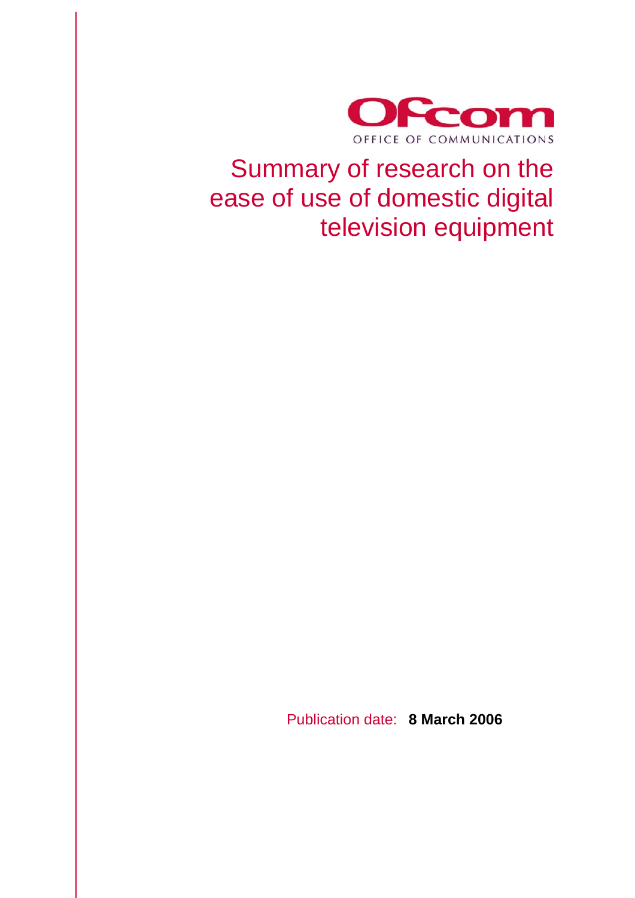Ofcom

OFFICE OF COMMUNICATIONS

# Summary of research on the ease of use of domestic digital television equipment

Publication date: **8 March 2006**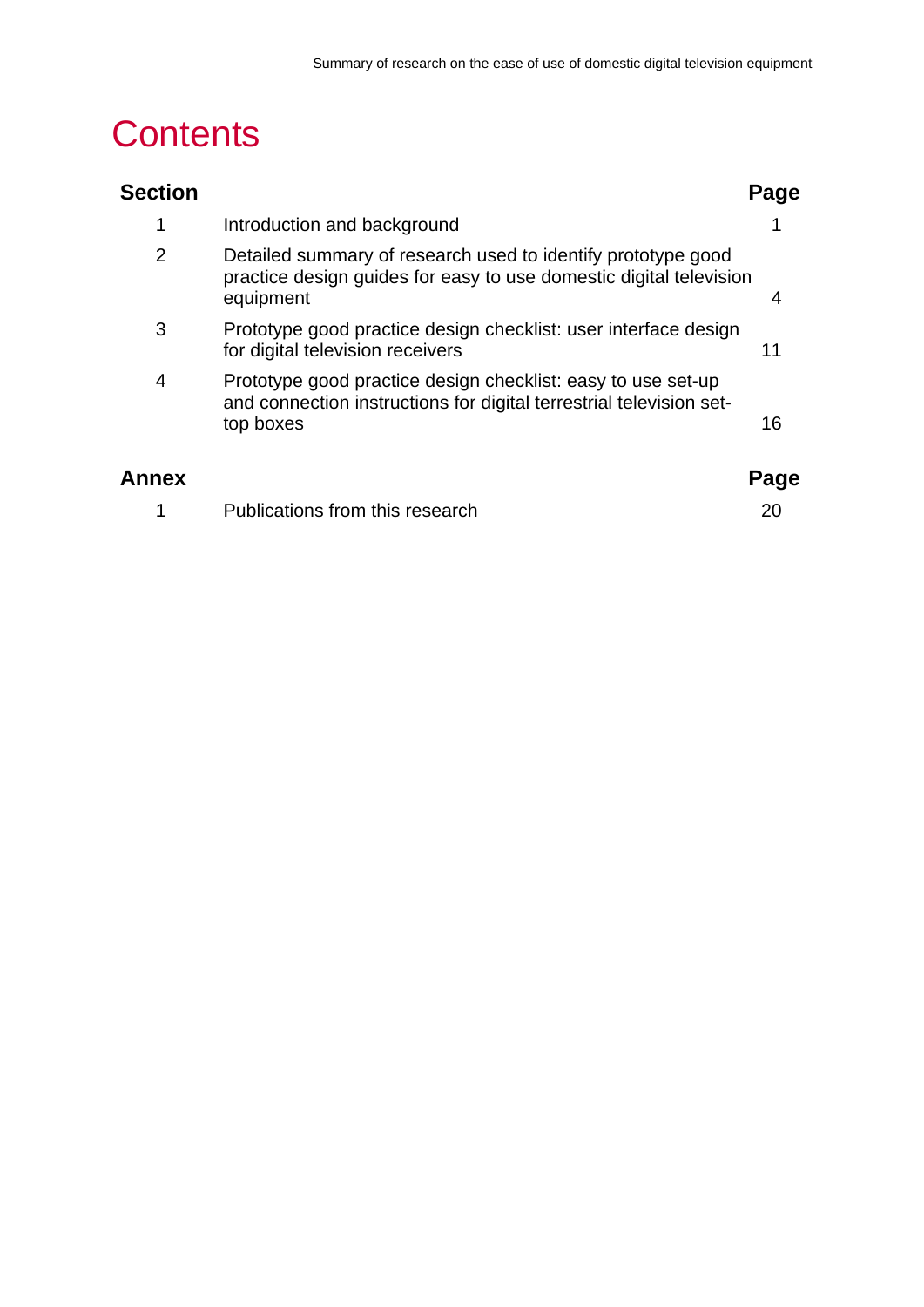# Contents

| Section | | Page |
|---|---|---|
| 1 | Introduction and background | 1 |
| 2 | Detailed summary of research used to identify prototype good practice design guides for easy to use domestic digital television equipment | 4 |
| 3 | Prototype good practice design checklist: user interface design for digital television receivers | 11 |
| 4 | Prototype good practice design checklist: easy to use set-up and connection instructions for digital terrestrial television set-top boxes | 16 |

| Annex | | Page |
|---|---|---|
| 1 | Publications from this research | 20 |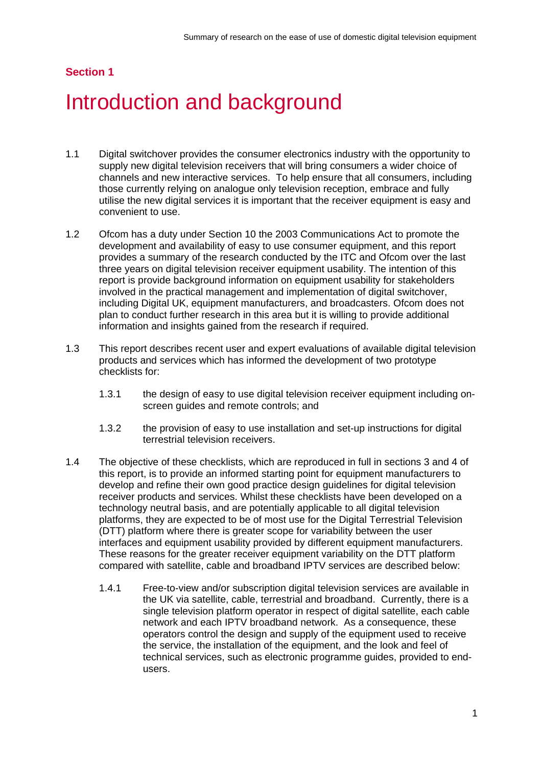**Section 1**

# Introduction and background

1.1 Digital switchover provides the consumer electronics industry with the opportunity to supply new digital television receivers that will bring consumers a wider choice of channels and new interactive services. To help ensure that all consumers, including those currently relying on analogue only television reception, embrace and fully utilise the new digital services it is important that the receiver equipment is easy and convenient to use.

1.2 Ofcom has a duty under Section 10 the 2003 Communications Act to promote the development and availability of easy to use consumer equipment, and this report provides a summary of the research conducted by the ITC and Ofcom over the last three years on digital television receiver equipment usability. The intention of this report is provide background information on equipment usability for stakeholders involved in the practical management and implementation of digital switchover, including Digital UK, equipment manufacturers, and broadcasters. Ofcom does not plan to conduct further research in this area but it is willing to provide additional information and insights gained from the research if required.

1.3 This report describes recent user and expert evaluations of available digital television products and services which has informed the development of two prototype checklists for:

1.3.1 the design of easy to use digital television receiver equipment including on-screen guides and remote controls; and

1.3.2 the provision of easy to use installation and set-up instructions for digital terrestrial television receivers.

1.4 The objective of these checklists, which are reproduced in full in sections 3 and 4 of this report, is to provide an informed starting point for equipment manufacturers to develop and refine their own good practice design guidelines for digital television receiver products and services. Whilst these checklists have been developed on a technology neutral basis, and are potentially applicable to all digital television platforms, they are expected to be of most use for the Digital Terrestrial Television (DTT) platform where there is greater scope for variability between the user interfaces and equipment usability provided by different equipment manufacturers. These reasons for the greater receiver equipment variability on the DTT platform compared with satellite, cable and broadband IPTV services are described below:

1.4.1 Free-to-view and/or subscription digital television services are available in the UK via satellite, cable, terrestrial and broadband. Currently, there is a single television platform operator in respect of digital satellite, each cable network and each IPTV broadband network. As a consequence, these operators control the design and supply of the equipment used to receive the service, the installation of the equipment, and the look and feel of technical services, such as electronic programme guides, provided to end-users.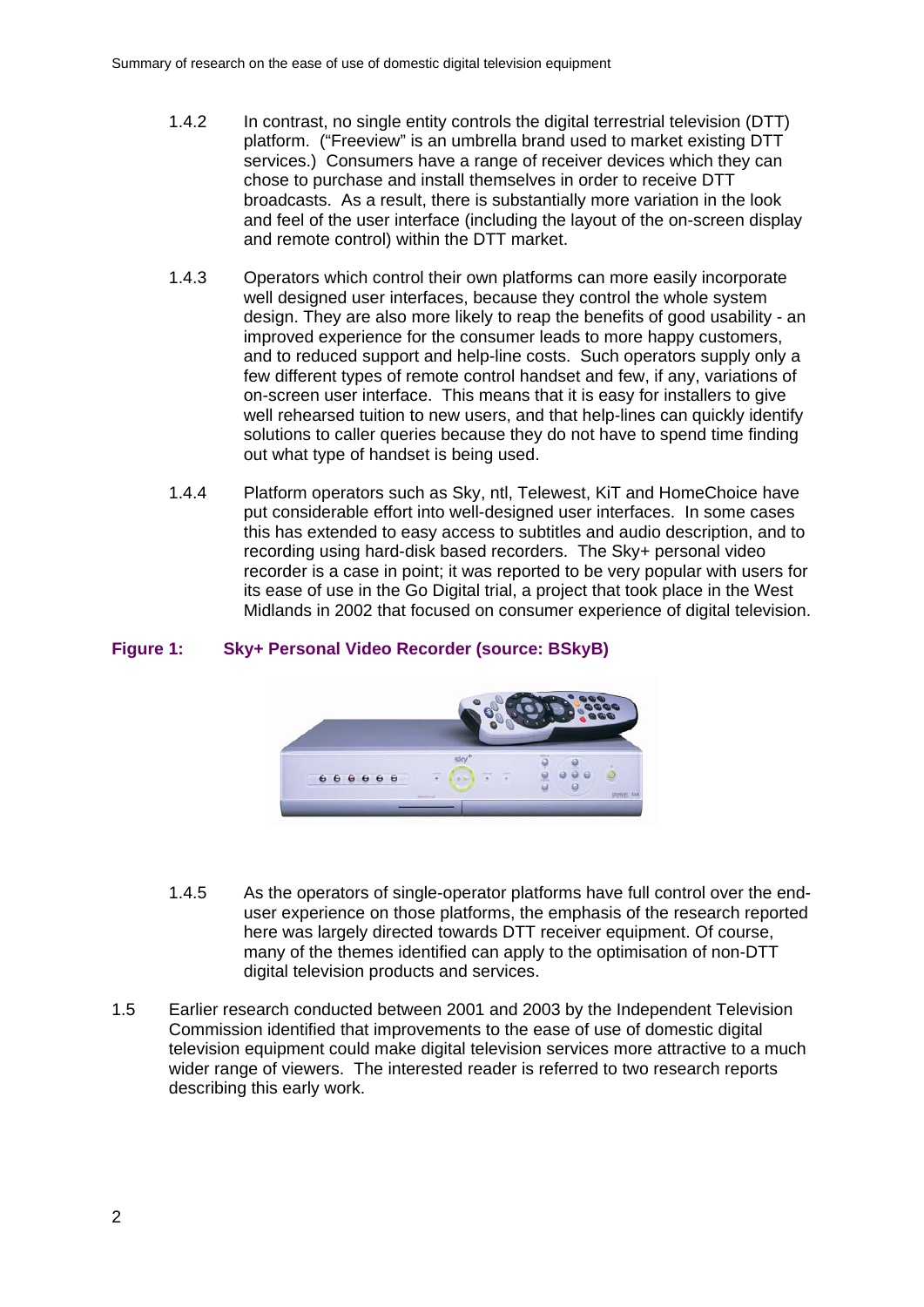1.4.2 In contrast, no single entity controls the digital terrestrial television (DTT) platform. ("Freeview" is an umbrella brand used to market existing DTT services.) Consumers have a range of receiver devices which they can chose to purchase and install themselves in order to receive DTT broadcasts. As a result, there is substantially more variation in the look and feel of the user interface (including the layout of the on-screen display and remote control) within the DTT market.

1.4.3 Operators which control their own platforms can more easily incorporate well designed user interfaces, because they control the whole system design. They are also more likely to reap the benefits of good usability - an improved experience for the consumer leads to more happy customers, and to reduced support and help-line costs. Such operators supply only a few different types of remote control handset and few, if any, variations of on-screen user interface. This means that it is easy for installers to give well rehearsed tuition to new users, and that help-lines can quickly identify solutions to caller queries because they do not have to spend time finding out what type of handset is being used.

1.4.4 Platform operators such as Sky, ntl, Telewest, KiT and HomeChoice have put considerable effort into well-designed user interfaces. In some cases this has extended to easy access to subtitles and audio description, and to recording using hard-disk based recorders. The Sky+ personal video recorder is a case in point; it was reported to be very popular with users for its ease of use in the Go Digital trial, a project that took place in the West Midlands in 2002 that focused on consumer experience of digital television.

**Figure 1: Sky+ Personal Video Recorder (source: BSkyB)**

1.4.5 As the operators of single-operator platforms have full control over the end-user experience on those platforms, the emphasis of the research reported here was largely directed towards DTT receiver equipment. Of course, many of the themes identified can apply to the optimisation of non-DTT digital television products and services.

1.5 Earlier research conducted between 2001 and 2003 by the Independent Television Commission identified that improvements to the ease of use of domestic digital television equipment could make digital television services more attractive to a much wider range of viewers. The interested reader is referred to two research reports describing this early work.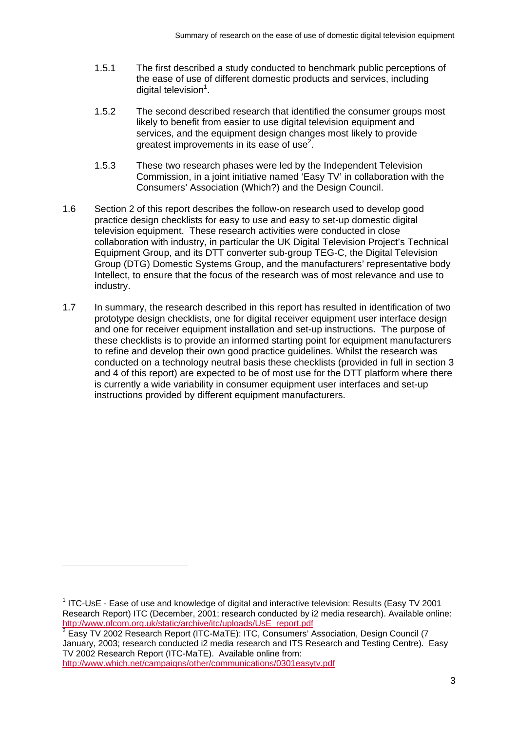1.5.1 The first described a study conducted to benchmark public perceptions of the ease of use of different domestic products and services, including digital television[1].

1.5.2 The second described research that identified the consumer groups most likely to benefit from easier to use digital television equipment and services, and the equipment design changes most likely to provide greatest improvements in its ease of use[2].

1.5.3 These two research phases were led by the Independent Television Commission, in a joint initiative named 'Easy TV' in collaboration with the Consumers' Association (Which?) and the Design Council.

1.6 Section 2 of this report describes the follow-on research used to develop good practice design checklists for easy to use and easy to set-up domestic digital television equipment. These research activities were conducted in close collaboration with industry, in particular the UK Digital Television Project's Technical Equipment Group, and its DTT converter sub-group TEG-C, the Digital Television Group (DTG) Domestic Systems Group, and the manufacturers' representative body Intellect, to ensure that the focus of the research was of most relevance and use to industry.

1.7 In summary, the research described in this report has resulted in identification of two prototype design checklists, one for digital receiver equipment user interface design and one for receiver equipment installation and set-up instructions. The purpose of these checklists is to provide an informed starting point for equipment manufacturers to refine and develop their own good practice guidelines. Whilst the research was conducted on a technology neutral basis these checklists (provided in full in section 3 and 4 of this report) are expected to be of most use for the DTT platform where there is currently a wide variability in consumer equipment user interfaces and set-up instructions provided by different equipment manufacturers.

---

[1] ITC-UsE - Ease of use and knowledge of digital and interactive television: Results (Easy TV 2001 Research Report) ITC (December, 2001; research conducted by i2 media research). Available online: http://www.ofcom.org.uk/static/archive/itc/uploads/UsE_report.pdf

[2] Easy TV 2002 Research Report (ITC-MaTE): ITC, Consumers' Association, Design Council (7 January, 2003; research conducted i2 media research and ITS Research and Testing Centre). Easy TV 2002 Research Report (ITC-MaTE). Available online from: http://www.which.net/campaigns/other/communications/0301easytv.pdf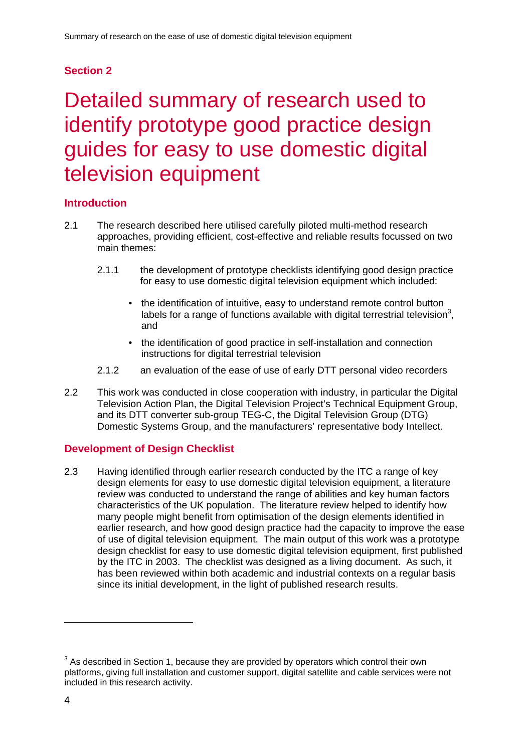## Section 2

# Detailed summary of research used to identify prototype good practice design guides for easy to use domestic digital television equipment

### Introduction

2.1 The research described here utilised carefully piloted multi-method research approaches, providing efficient, cost-effective and reliable results focussed on two main themes:

2.1.1 the development of prototype checklists identifying good design practice for easy to use domestic digital television equipment which included:

- the identification of intuitive, easy to understand remote control button labels for a range of functions available with digital terrestrial television[3], and
- the identification of good practice in self-installation and connection instructions for digital terrestrial television

2.1.2 an evaluation of the ease of use of early DTT personal video recorders

2.2 This work was conducted in close cooperation with industry, in particular the Digital Television Action Plan, the Digital Television Project's Technical Equipment Group, and its DTT converter sub-group TEG-C, the Digital Television Group (DTG) Domestic Systems Group, and the manufacturers' representative body Intellect.

### Development of Design Checklist

2.3 Having identified through earlier research conducted by the ITC a range of key design elements for easy to use domestic digital television equipment, a literature review was conducted to understand the range of abilities and key human factors characteristics of the UK population. The literature review helped to identify how many people might benefit from optimisation of the design elements identified in earlier research, and how good design practice had the capacity to improve the ease of use of digital television equipment. The main output of this work was a prototype design checklist for easy to use domestic digital television equipment, first published by the ITC in 2003. The checklist was designed as a living document. As such, it has been reviewed within both academic and industrial contexts on a regular basis since its initial development, in the light of published research results.

---

[3] As described in Section 1, because they are provided by operators which control their own platforms, giving full installation and customer support, digital satellite and cable services were not included in this research activity.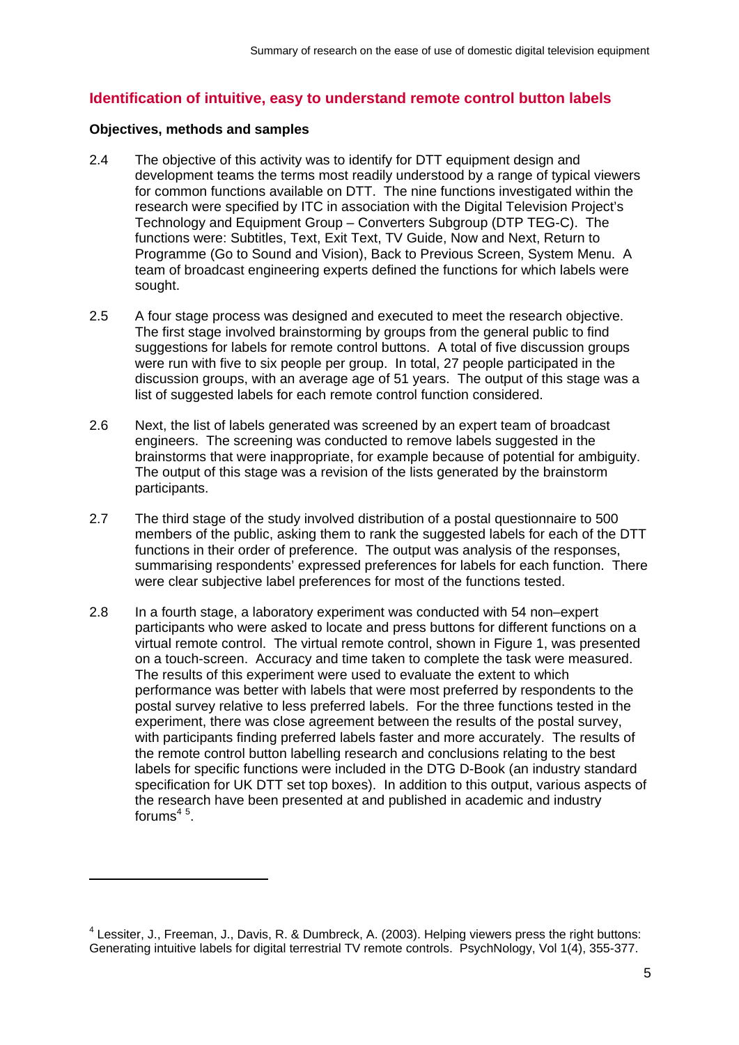## Identification of intuitive, easy to understand remote control button labels

### Objectives, methods and samples

2.4 The objective of this activity was to identify for DTT equipment design and development teams the terms most readily understood by a range of typical viewers for common functions available on DTT. The nine functions investigated within the research were specified by ITC in association with the Digital Television Project's Technology and Equipment Group – Converters Subgroup (DTP TEG-C). The functions were: Subtitles, Text, Exit Text, TV Guide, Now and Next, Return to Programme (Go to Sound and Vision), Back to Previous Screen, System Menu. A team of broadcast engineering experts defined the functions for which labels were sought.

2.5 A four stage process was designed and executed to meet the research objective. The first stage involved brainstorming by groups from the general public to find suggestions for labels for remote control buttons. A total of five discussion groups were run with five to six people per group. In total, 27 people participated in the discussion groups, with an average age of 51 years. The output of this stage was a list of suggested labels for each remote control function considered.

2.6 Next, the list of labels generated was screened by an expert team of broadcast engineers. The screening was conducted to remove labels suggested in the brainstorms that were inappropriate, for example because of potential for ambiguity. The output of this stage was a revision of the lists generated by the brainstorm participants.

2.7 The third stage of the study involved distribution of a postal questionnaire to 500 members of the public, asking them to rank the suggested labels for each of the DTT functions in their order of preference. The output was analysis of the responses, summarising respondents' expressed preferences for labels for each function. There were clear subjective label preferences for most of the functions tested.

2.8 In a fourth stage, a laboratory experiment was conducted with 54 non–expert participants who were asked to locate and press buttons for different functions on a virtual remote control. The virtual remote control, shown in Figure 1, was presented on a touch-screen. Accuracy and time taken to complete the task were measured. The results of this experiment were used to evaluate the extent to which performance was better with labels that were most preferred by respondents to the postal survey relative to less preferred labels. For the three functions tested in the experiment, there was close agreement between the results of the postal survey, with participants finding preferred labels faster and more accurately. The results of the remote control button labelling research and conclusions relating to the best labels for specific functions were included in the DTG D-Book (an industry standard specification for UK DTT set top boxes). In addition to this output, various aspects of the research have been presented at and published in academic and industry forums[4] [5].

---

[4] Lessiter, J., Freeman, J., Davis, R. & Dumbreck, A. (2003). Helping viewers press the right buttons: Generating intuitive labels for digital terrestrial TV remote controls. PsychNology, Vol 1(4), 355-377.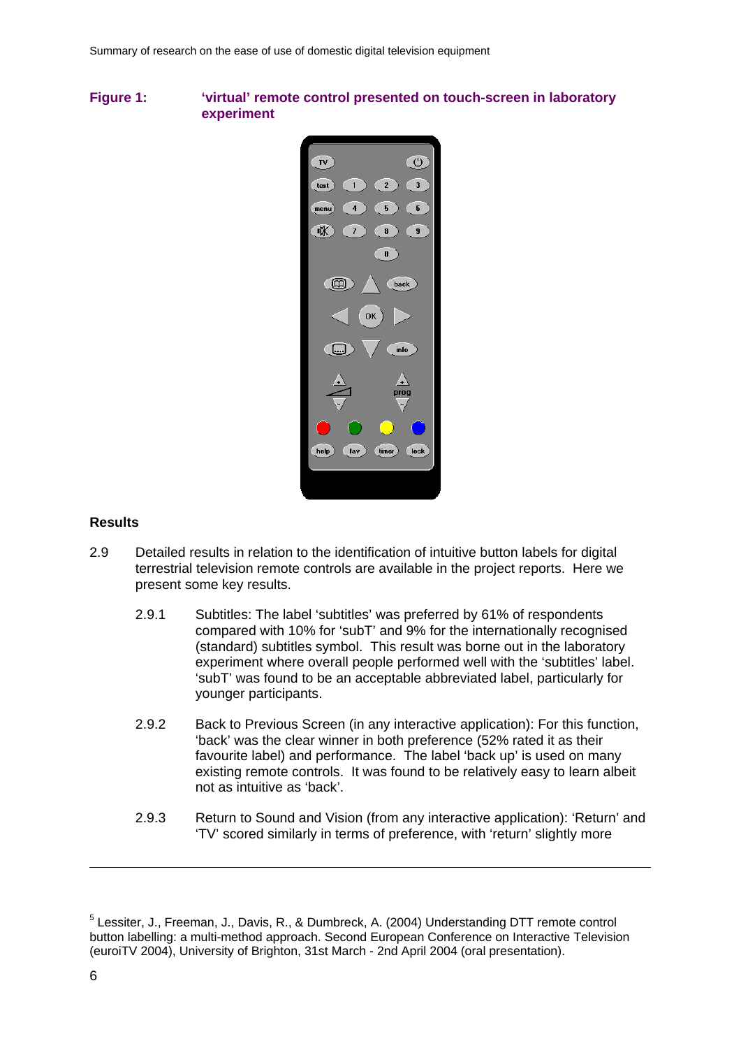**Figure 1: 'virtual' remote control presented on touch-screen in laboratory experiment**

TV
text
1
2
3
menu
4
5
6
7
8
9
0
back
OK
info
prog
help
fav
timer
lock

## Results

2.9 Detailed results in relation to the identification of intuitive button labels for digital terrestrial television remote controls are available in the project reports. Here we present some key results.

2.9.1 Subtitles: The label 'subtitles' was preferred by 61% of respondents compared with 10% for 'subT' and 9% for the internationally recognised (standard) subtitles symbol. This result was borne out in the laboratory experiment where overall people performed well with the 'subtitles' label. 'subT' was found to be an acceptable abbreviated label, particularly for younger participants.

2.9.2 Back to Previous Screen (in any interactive application): For this function, 'back' was the clear winner in both preference (52% rated it as their favourite label) and performance. The label 'back up' is used on many existing remote controls. It was found to be relatively easy to learn albeit not as intuitive as 'back'.

2.9.3 Return to Sound and Vision (from any interactive application): 'Return' and 'TV' scored similarly in terms of preference, with 'return' slightly more

---

[5] Lessiter, J., Freeman, J., Davis, R., & Dumbreck, A. (2004) Understanding DTT remote control button labelling: a multi-method approach. Second European Conference on Interactive Television (euroiTV 2004), University of Brighton, 31st March - 2nd April 2004 (oral presentation).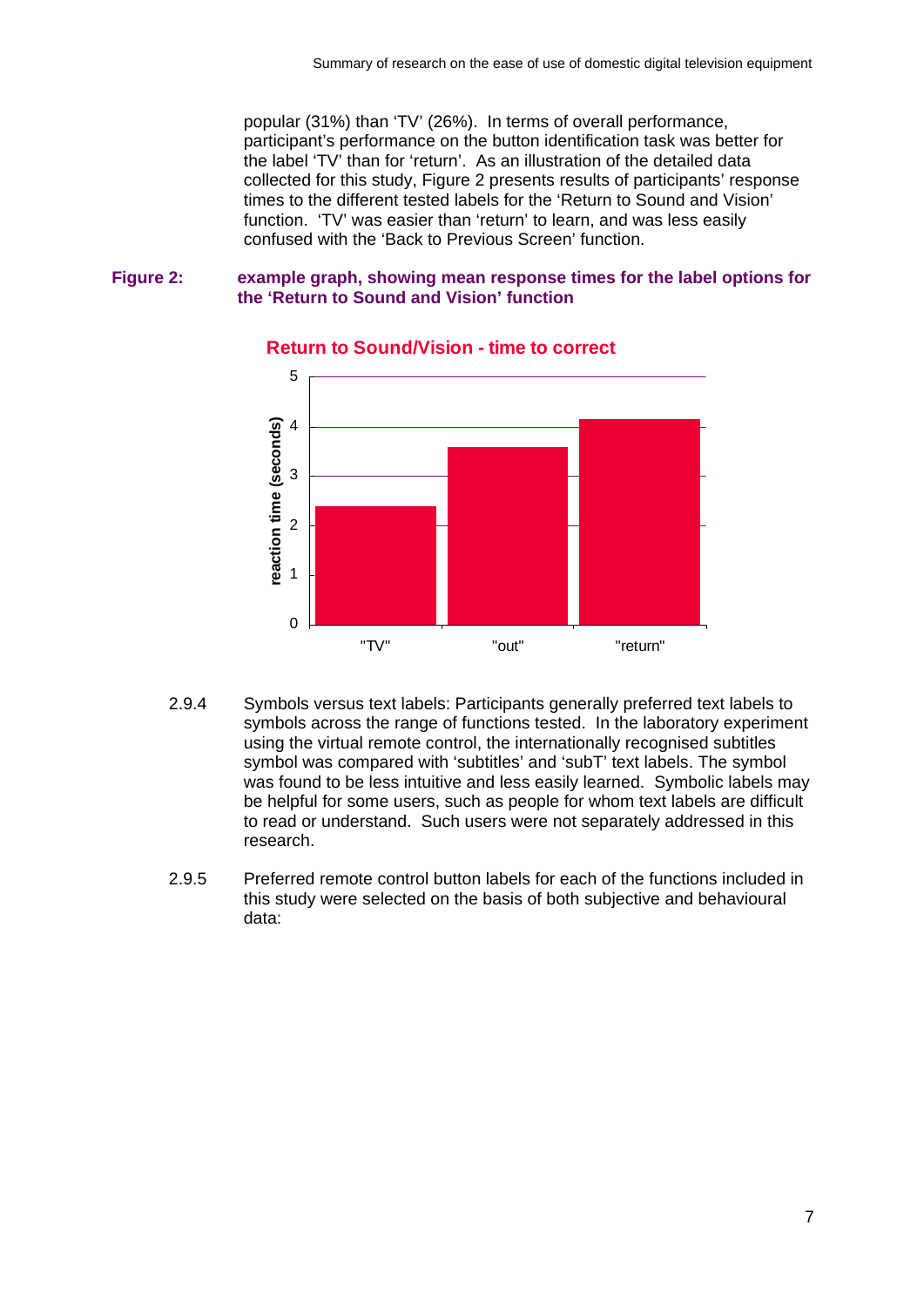popular (31%) than ‘TV’ (26%). In terms of overall performance, participant’s performance on the button identification task was better for the label ‘TV’ than for ‘return’. As an illustration of the detailed data collected for this study, Figure 2 presents results of participants’ response times to the different tested labels for the ‘Return to Sound and Vision’ function. ‘TV’ was easier than ‘return’ to learn, and was less easily confused with the ‘Back to Previous Screen’ function.

**Figure 2: example graph, showing mean response times for the label options for the ‘Return to Sound and Vision’ function**

Return to Sound/Vision - time to correct

reaction time (seconds)

5
4
3
2
1
0

"TV"
"out"
"return"

2.9.4 Symbols versus text labels: Participants generally preferred text labels to symbols across the range of functions tested. In the laboratory experiment using the virtual remote control, the internationally recognised subtitles symbol was compared with ‘subtitles’ and ‘subT’ text labels. The symbol was found to be less intuitive and less easily learned. Symbolic labels may be helpful for some users, such as people for whom text labels are difficult to read or understand. Such users were not separately addressed in this research.

2.9.5 Preferred remote control button labels for each of the functions included in this study were selected on the basis of both subjective and behavioural data: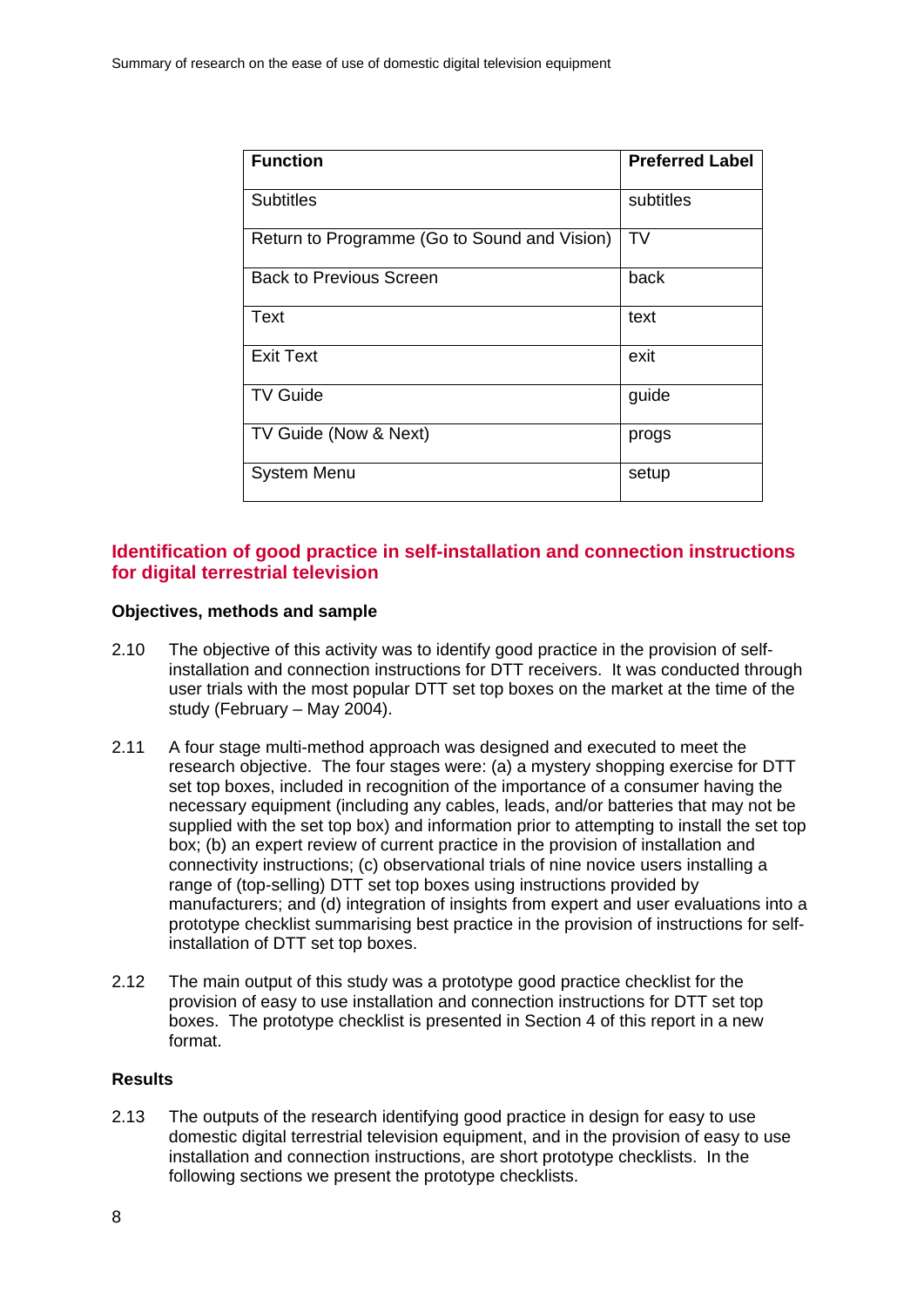| Function | Preferred Label |
|---|---|
| Subtitles | subtitles |
| Return to Programme (Go to Sound and Vision) | TV |
| Back to Previous Screen | back |
| Text | text |
| Exit Text | exit |
| TV Guide | guide |
| TV Guide (Now & Next) | progs |
| System Menu | setup |

## Identification of good practice in self-installation and connection instructions for digital terrestrial television

### Objectives, methods and sample

2.10 The objective of this activity was to identify good practice in the provision of self-installation and connection instructions for DTT receivers. It was conducted through user trials with the most popular DTT set top boxes on the market at the time of the study (February – May 2004).

2.11 A four stage multi-method approach was designed and executed to meet the research objective. The four stages were: (a) a mystery shopping exercise for DTT set top boxes, included in recognition of the importance of a consumer having the necessary equipment (including any cables, leads, and/or batteries that may not be supplied with the set top box) and information prior to attempting to install the set top box; (b) an expert review of current practice in the provision of installation and connectivity instructions; (c) observational trials of nine novice users installing a range of (top-selling) DTT set top boxes using instructions provided by manufacturers; and (d) integration of insights from expert and user evaluations into a prototype checklist summarising best practice in the provision of instructions for self-installation of DTT set top boxes.

2.12 The main output of this study was a prototype good practice checklist for the provision of easy to use installation and connection instructions for DTT set top boxes. The prototype checklist is presented in Section 4 of this report in a new format.

### Results

2.13 The outputs of the research identifying good practice in design for easy to use domestic digital terrestrial television equipment, and in the provision of easy to use installation and connection instructions, are short prototype checklists. In the following sections we present the prototype checklists.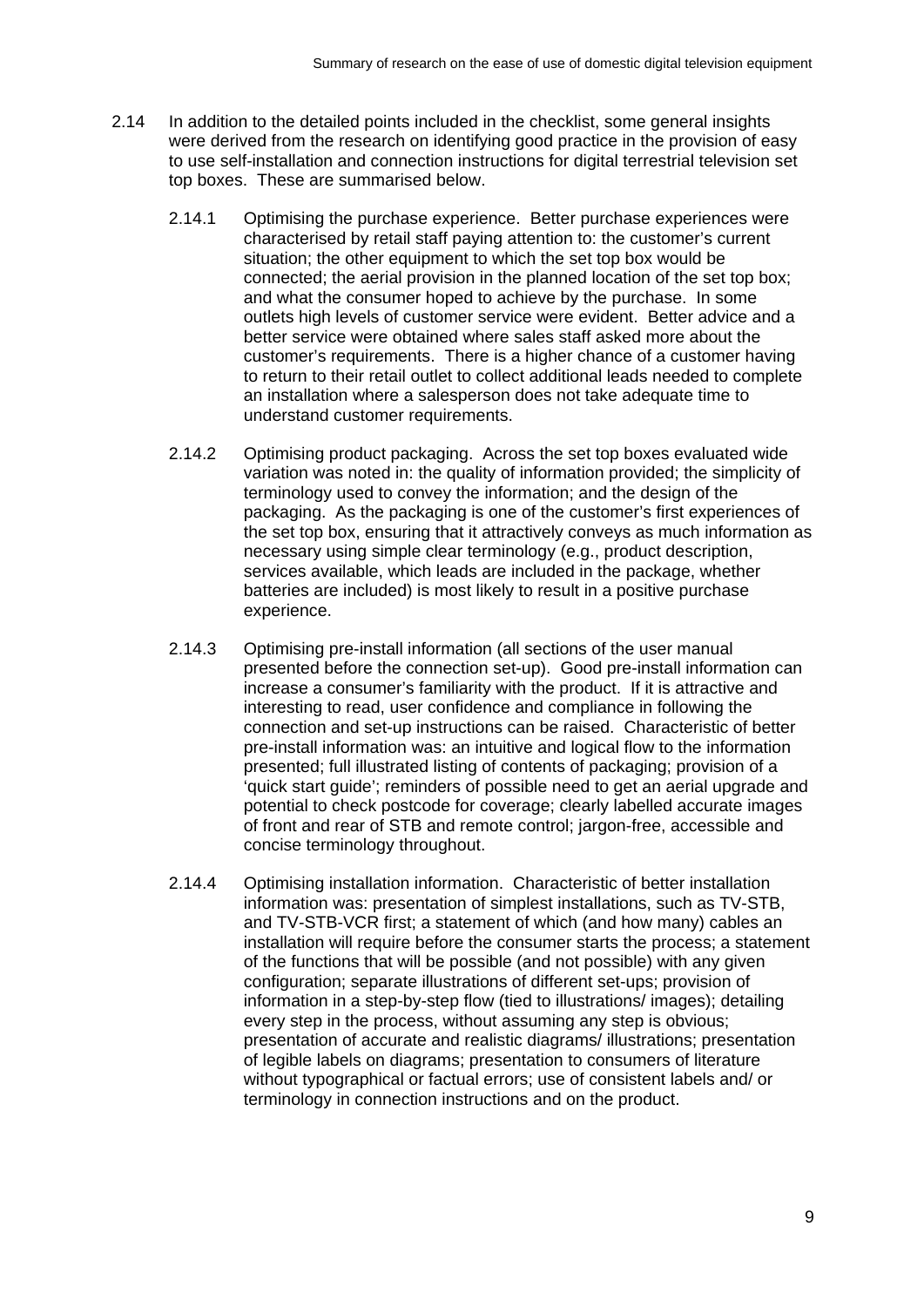2.14 In addition to the detailed points included in the checklist, some general insights were derived from the research on identifying good practice in the provision of easy to use self-installation and connection instructions for digital terrestrial television set top boxes. These are summarised below.

2.14.1 Optimising the purchase experience. Better purchase experiences were characterised by retail staff paying attention to: the customer's current situation; the other equipment to which the set top box would be connected; the aerial provision in the planned location of the set top box; and what the consumer hoped to achieve by the purchase. In some outlets high levels of customer service were evident. Better advice and a better service were obtained where sales staff asked more about the customer's requirements. There is a higher chance of a customer having to return to their retail outlet to collect additional leads needed to complete an installation where a salesperson does not take adequate time to understand customer requirements.

2.14.2 Optimising product packaging. Across the set top boxes evaluated wide variation was noted in: the quality of information provided; the simplicity of terminology used to convey the information; and the design of the packaging. As the packaging is one of the customer's first experiences of the set top box, ensuring that it attractively conveys as much information as necessary using simple clear terminology (e.g., product description, services available, which leads are included in the package, whether batteries are included) is most likely to result in a positive purchase experience.

2.14.3 Optimising pre-install information (all sections of the user manual presented before the connection set-up). Good pre-install information can increase a consumer's familiarity with the product. If it is attractive and interesting to read, user confidence and compliance in following the connection and set-up instructions can be raised. Characteristic of better pre-install information was: an intuitive and logical flow to the information presented; full illustrated listing of contents of packaging; provision of a 'quick start guide'; reminders of possible need to get an aerial upgrade and potential to check postcode for coverage; clearly labelled accurate images of front and rear of STB and remote control; jargon-free, accessible and concise terminology throughout.

2.14.4 Optimising installation information. Characteristic of better installation information was: presentation of simplest installations, such as TV-STB, and TV-STB-VCR first; a statement of which (and how many) cables an installation will require before the consumer starts the process; a statement of the functions that will be possible (and not possible) with any given configuration; separate illustrations of different set-ups; provision of information in a step-by-step flow (tied to illustrations/ images); detailing every step in the process, without assuming any step is obvious; presentation of accurate and realistic diagrams/ illustrations; presentation of legible labels on diagrams; presentation to consumers of literature without typographical or factual errors; use of consistent labels and/ or terminology in connection instructions and on the product.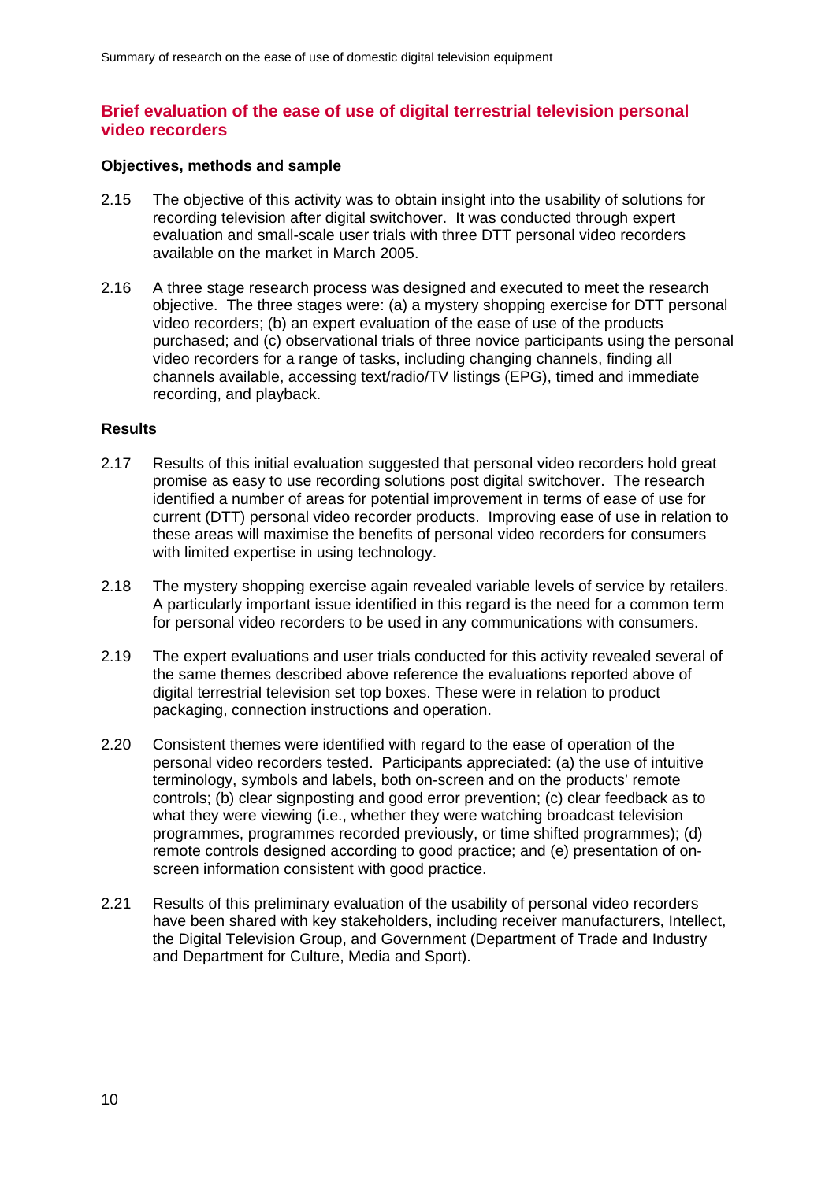## Brief evaluation of the ease of use of digital terrestrial television personal video recorders

### Objectives, methods and sample

2.15 The objective of this activity was to obtain insight into the usability of solutions for recording television after digital switchover. It was conducted through expert evaluation and small-scale user trials with three DTT personal video recorders available on the market in March 2005.

2.16 A three stage research process was designed and executed to meet the research objective. The three stages were: (a) a mystery shopping exercise for DTT personal video recorders; (b) an expert evaluation of the ease of use of the products purchased; and (c) observational trials of three novice participants using the personal video recorders for a range of tasks, including changing channels, finding all channels available, accessing text/radio/TV listings (EPG), timed and immediate recording, and playback.

### Results

2.17 Results of this initial evaluation suggested that personal video recorders hold great promise as easy to use recording solutions post digital switchover. The research identified a number of areas for potential improvement in terms of ease of use for current (DTT) personal video recorder products. Improving ease of use in relation to these areas will maximise the benefits of personal video recorders for consumers with limited expertise in using technology.

2.18 The mystery shopping exercise again revealed variable levels of service by retailers. A particularly important issue identified in this regard is the need for a common term for personal video recorders to be used in any communications with consumers.

2.19 The expert evaluations and user trials conducted for this activity revealed several of the same themes described above reference the evaluations reported above of digital terrestrial television set top boxes. These were in relation to product packaging, connection instructions and operation.

2.20 Consistent themes were identified with regard to the ease of operation of the personal video recorders tested. Participants appreciated: (a) the use of intuitive terminology, symbols and labels, both on-screen and on the products' remote controls; (b) clear signposting and good error prevention; (c) clear feedback as to what they were viewing (i.e., whether they were watching broadcast television programmes, programmes recorded previously, or time shifted programmes); (d) remote controls designed according to good practice; and (e) presentation of on-screen information consistent with good practice.

2.21 Results of this preliminary evaluation of the usability of personal video recorders have been shared with key stakeholders, including receiver manufacturers, Intellect, the Digital Television Group, and Government (Department of Trade and Industry and Department for Culture, Media and Sport).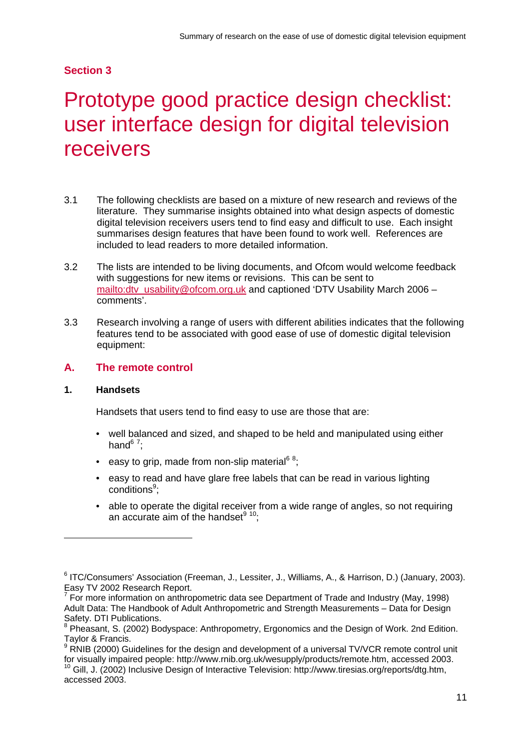## Section 3

# Prototype good practice design checklist: user interface design for digital television receivers

3.1 The following checklists are based on a mixture of new research and reviews of the literature. They summarise insights obtained into what design aspects of domestic digital television receivers users tend to find easy and difficult to use. Each insight summarises design features that have been found to work well. References are included to lead readers to more detailed information.

3.2 The lists are intended to be living documents, and Ofcom would welcome feedback with suggestions for new items or revisions. This can be sent to mailto:dtv_usability@ofcom.org.uk and captioned 'DTV Usability March 2006 – comments'.

3.3 Research involving a range of users with different abilities indicates that the following features tend to be associated with good ease of use of domestic digital television equipment:

## A. The remote control

### 1. Handsets

Handsets that users tend to find easy to use are those that are:

- well balanced and sized, and shaped to be held and manipulated using either hand[6 7];
- easy to grip, made from non-slip material[6 8];
- easy to read and have glare free labels that can be read in various lighting conditions[9];
- able to operate the digital receiver from a wide range of angles, so not requiring an accurate aim of the handset[9 10];

---

[6] ITC/Consumers' Association (Freeman, J., Lessiter, J., Williams, A., & Harrison, D.) (January, 2003). Easy TV 2002 Research Report.

[7] For more information on anthropometric data see Department of Trade and Industry (May, 1998) Adult Data: The Handbook of Adult Anthropometric and Strength Measurements – Data for Design Safety. DTI Publications.

[8] Pheasant, S. (2002) Bodyspace: Anthropometry, Ergonomics and the Design of Work. 2nd Edition. Taylor & Francis.

[9] RNIB (2000) Guidelines for the design and development of a universal TV/VCR remote control unit for visually impaired people: http://www.rnib.org.uk/wesupply/products/remote.htm, accessed 2003.

[10] Gill, J. (2002) Inclusive Design of Interactive Television: http://www.tiresias.org/reports/dtg.htm, accessed 2003.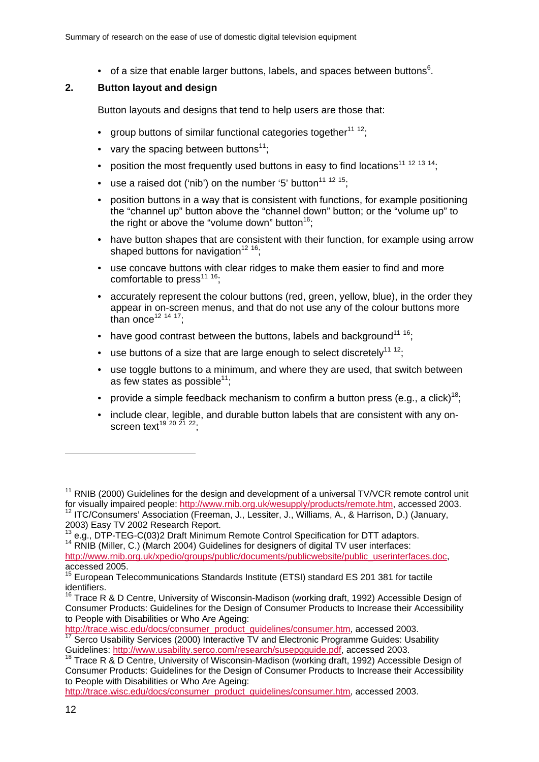- of a size that enable larger buttons, labels, and spaces between buttons[6].

## 2. Button layout and design

Button layouts and designs that tend to help users are those that:

- group buttons of similar functional categories together[11 12];
- vary the spacing between buttons[11];
- position the most frequently used buttons in easy to find locations[11 12 13 14];
- use a raised dot ('nib') on the number '5' button[11 12 15];
- position buttons in a way that is consistent with functions, for example positioning the "channel up" button above the "channel down" button; or the "volume up" to the right or above the "volume down" button[16];
- have button shapes that are consistent with their function, for example using arrow shaped buttons for navigation[12 16];
- use concave buttons with clear ridges to make them easier to find and more comfortable to press[11 16];
- accurately represent the colour buttons (red, green, yellow, blue), in the order they appear in on-screen menus, and that do not use any of the colour buttons more than once[12 14 17];
- have good contrast between the buttons, labels and background[11 16];
- use buttons of a size that are large enough to select discretely[11 12];
- use toggle buttons to a minimum, and where they are used, that switch between as few states as possible[11];
- provide a simple feedback mechanism to confirm a button press (e.g., a click)[18];
- include clear, legible, and durable button labels that are consistent with any on-screen text[19 20 21 22];

---

[11] RNIB (2000) Guidelines for the design and development of a universal TV/VCR remote control unit for visually impaired people: http://www.rnib.org.uk/wesupply/products/remote.htm, accessed 2003.

[12] ITC/Consumers' Association (Freeman, J., Lessiter, J., Williams, A., & Harrison, D.) (January, 2003) Easy TV 2002 Research Report.

[13] e.g., DTP-TEG-C(03)2 Draft Minimum Remote Control Specification for DTT adaptors.

[14] RNIB (Miller, C.) (March 2004) Guidelines for designers of digital TV user interfaces: http://www.rnib.org.uk/xpedio/groups/public/documents/publicwebsite/public_userinterfaces.doc, accessed 2005.

[15] European Telecommunications Standards Institute (ETSI) standard ES 201 381 for tactile identifiers.

[16] Trace R & D Centre, University of Wisconsin-Madison (working draft, 1992) Accessible Design of Consumer Products: Guidelines for the Design of Consumer Products to Increase their Accessibility to People with Disabilities or Who Are Ageing: http://trace.wisc.edu/docs/consumer_product_guidelines/consumer.htm, accessed 2003.

[17] Serco Usability Services (2000) Interactive TV and Electronic Programme Guides: Usability Guidelines: http://www.usability.serco.com/research/susepgguide.pdf, accessed 2003.

[18] Trace R & D Centre, University of Wisconsin-Madison (working draft, 1992) Accessible Design of Consumer Products: Guidelines for the Design of Consumer Products to Increase their Accessibility to People with Disabilities or Who Are Ageing: http://trace.wisc.edu/docs/consumer_product_guidelines/consumer.htm, accessed 2003.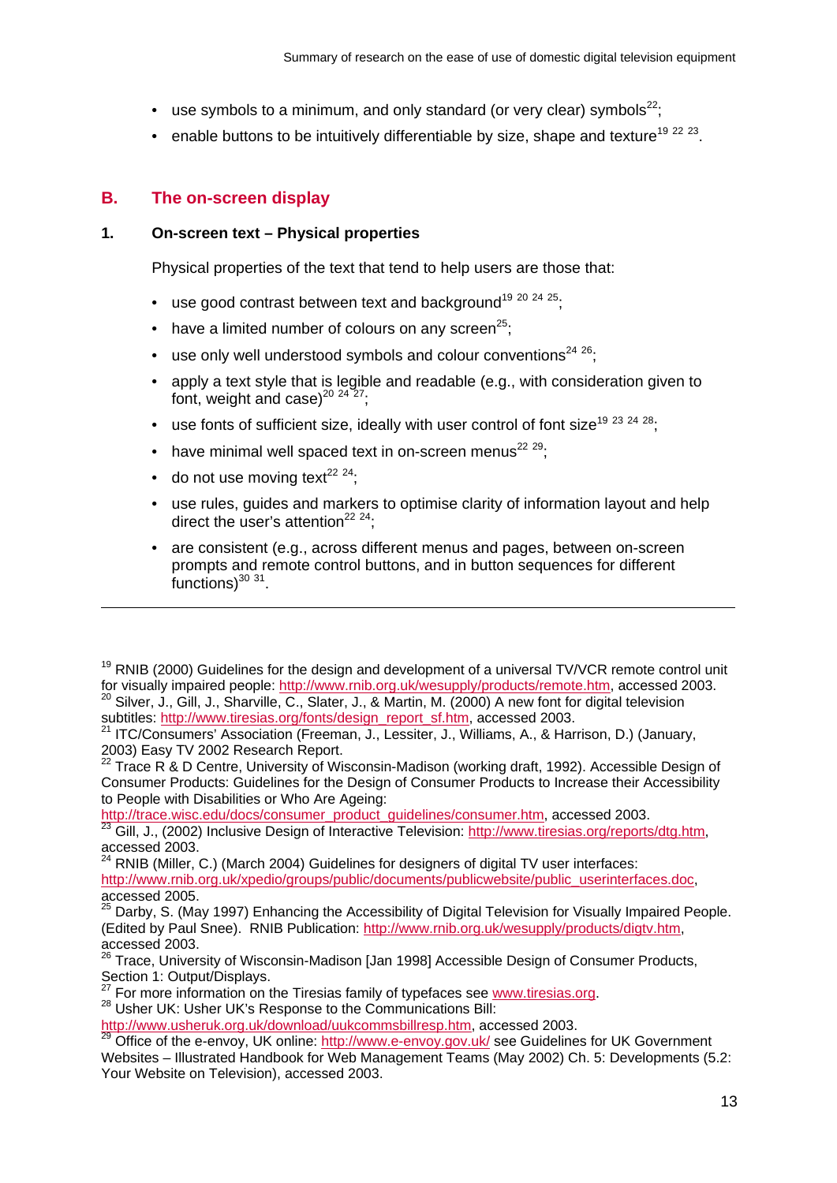- use symbols to a minimum, and only standard (or very clear) symbols[22];
- enable buttons to be intuitively differentiable by size, shape and texture[19 22 23].

## B. The on-screen display

### 1. On-screen text – Physical properties

Physical properties of the text that tend to help users are those that:

- use good contrast between text and background[19 20 24 25];
- have a limited number of colours on any screen[25];
- use only well understood symbols and colour conventions[24 26];
- apply a text style that is legible and readable (e.g., with consideration given to font, weight and case)[20 24 27];
- use fonts of sufficient size, ideally with user control of font size[19 23 24 28];
- have minimal well spaced text in on-screen menus[22 29];
- do not use moving text[22 24];
- use rules, guides and markers to optimise clarity of information layout and help direct the user's attention[22 24];
- are consistent (e.g., across different menus and pages, between on-screen prompts and remote control buttons, and in button sequences for different functions)[30 31].

---

[19] RNIB (2000) Guidelines for the design and development of a universal TV/VCR remote control unit for visually impaired people: http://www.rnib.org.uk/wesupply/products/remote.htm, accessed 2003.

[20] Silver, J., Gill, J., Sharville, C., Slater, J., & Martin, M. (2000) A new font for digital television subtitles: http://www.tiresias.org/fonts/design_report_sf.htm, accessed 2003.

[21] ITC/Consumers' Association (Freeman, J., Lessiter, J., Williams, A., & Harrison, D.) (January, 2003) Easy TV 2002 Research Report.

[22] Trace R & D Centre, University of Wisconsin-Madison (working draft, 1992). Accessible Design of Consumer Products: Guidelines for the Design of Consumer Products to Increase their Accessibility to People with Disabilities or Who Are Ageing: http://trace.wisc.edu/docs/consumer_product_guidelines/consumer.htm, accessed 2003.

[23] Gill, J., (2002) Inclusive Design of Interactive Television: http://www.tiresias.org/reports/dtg.htm, accessed 2003.

[24] RNIB (Miller, C.) (March 2004) Guidelines for designers of digital TV user interfaces: http://www.rnib.org.uk/xpedio/groups/public/documents/publicwebsite/public_userinterfaces.doc, accessed 2005.

[25] Darby, S. (May 1997) Enhancing the Accessibility of Digital Television for Visually Impaired People. (Edited by Paul Snee). RNIB Publication: http://www.rnib.org.uk/wesupply/products/digtv.htm, accessed 2003.

[26] Trace, University of Wisconsin-Madison [Jan 1998] Accessible Design of Consumer Products, Section 1: Output/Displays.

[27] For more information on the Tiresias family of typefaces see www.tiresias.org.

[28] Usher UK: Usher UK's Response to the Communications Bill: http://www.usheruk.org.uk/download/uukcommsbillresp.htm, accessed 2003.

[29] Office of the e-envoy, UK online: http://www.e-envoy.gov.uk/ see Guidelines for UK Government Websites – Illustrated Handbook for Web Management Teams (May 2002) Ch. 5: Developments (5.2: Your Website on Television), accessed 2003.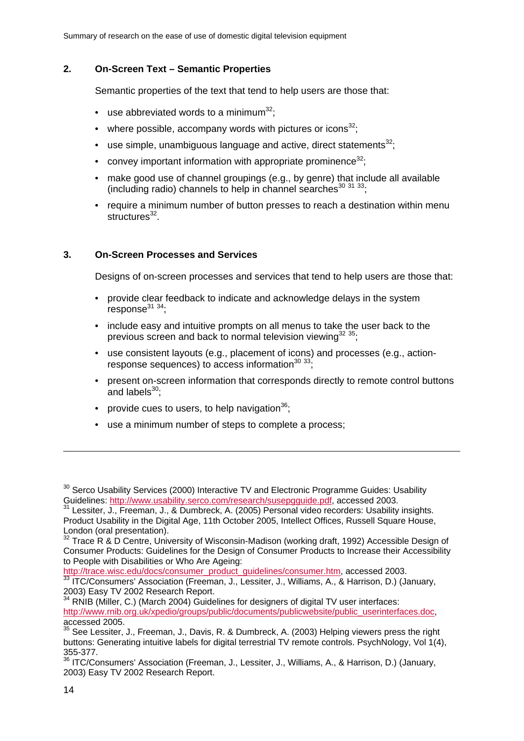## 2. On-Screen Text – Semantic Properties

Semantic properties of the text that tend to help users are those that:

- use abbreviated words to a minimum[32];
- where possible, accompany words with pictures or icons[32];
- use simple, unambiguous language and active, direct statements[32];
- convey important information with appropriate prominence[32];
- make good use of channel groupings (e.g., by genre) that include all available (including radio) channels to help in channel searches[30 31 33];
- require a minimum number of button presses to reach a destination within menu structures[32].

## 3. On-Screen Processes and Services

Designs of on-screen processes and services that tend to help users are those that:

- provide clear feedback to indicate and acknowledge delays in the system response[31 34];
- include easy and intuitive prompts on all menus to take the user back to the previous screen and back to normal television viewing[32 35];
- use consistent layouts (e.g., placement of icons) and processes (e.g., action-response sequences) to access information[30 33];
- present on-screen information that corresponds directly to remote control buttons and labels[30];
- provide cues to users, to help navigation[36];
- use a minimum number of steps to complete a process;

---

[30] Serco Usability Services (2000) Interactive TV and Electronic Programme Guides: Usability Guidelines: http://www.usability.serco.com/research/susepgguide.pdf, accessed 2003.

[31] Lessiter, J., Freeman, J., & Dumbreck, A. (2005) Personal video recorders: Usability insights. Product Usability in the Digital Age, 11th October 2005, Intellect Offices, Russell Square House, London (oral presentation).

[32] Trace R & D Centre, University of Wisconsin-Madison (working draft, 1992) Accessible Design of Consumer Products: Guidelines for the Design of Consumer Products to Increase their Accessibility to People with Disabilities or Who Are Ageing: http://trace.wisc.edu/docs/consumer_product_guidelines/consumer.htm, accessed 2003.

[33] ITC/Consumers' Association (Freeman, J., Lessiter, J., Williams, A., & Harrison, D.) (January, 2003) Easy TV 2002 Research Report.

[34] RNIB (Miller, C.) (March 2004) Guidelines for designers of digital TV user interfaces: http://www.rnib.org.uk/xpedio/groups/public/documents/publicwebsite/public_userinterfaces.doc, accessed 2005.

[35] See Lessiter, J., Freeman, J., Davis, R. & Dumbreck, A. (2003) Helping viewers press the right buttons: Generating intuitive labels for digital terrestrial TV remote controls. PsychNology, Vol 1(4), 355-377.

[36] ITC/Consumers' Association (Freeman, J., Lessiter, J., Williams, A., & Harrison, D.) (January, 2003) Easy TV 2002 Research Report.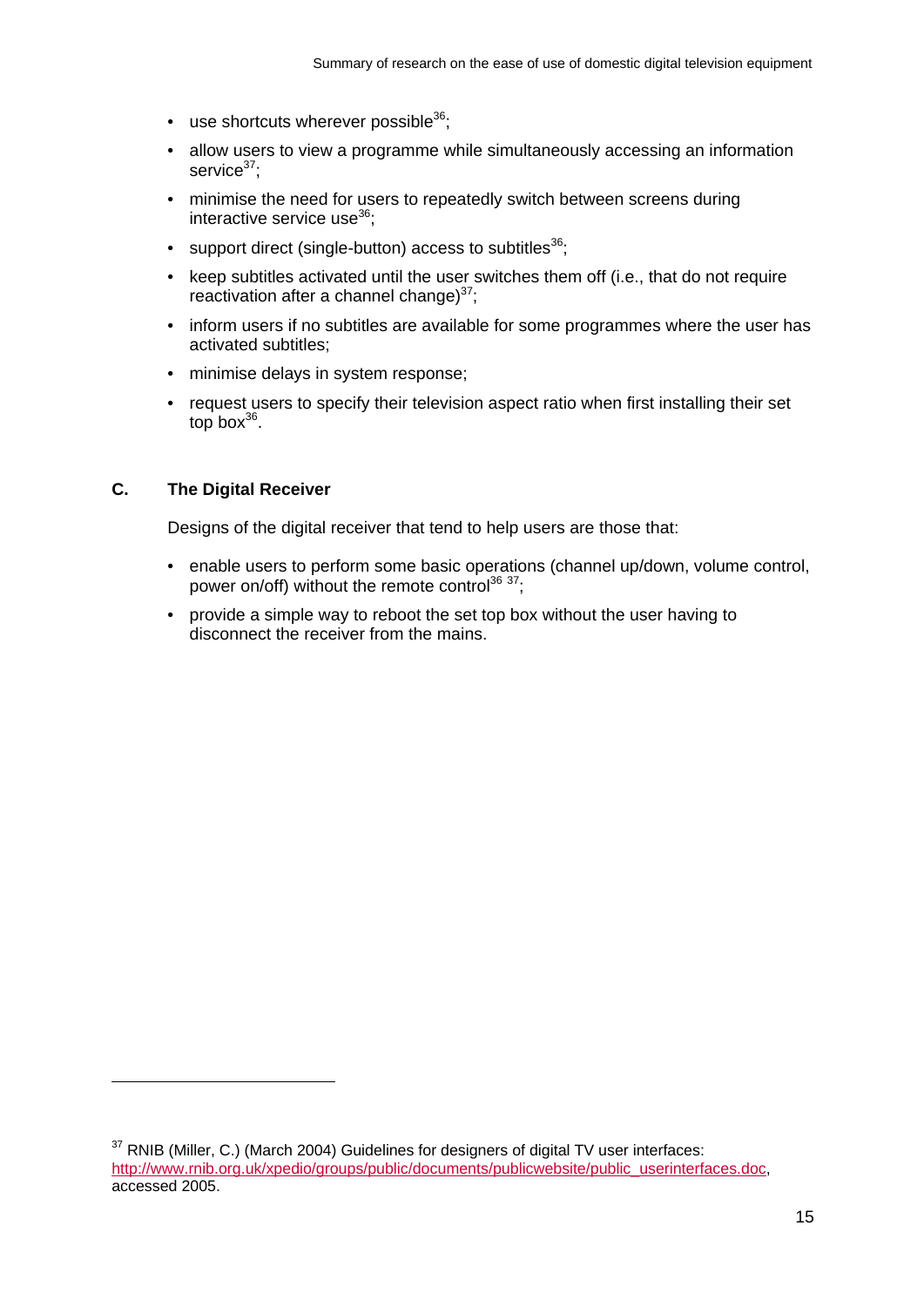- use shortcuts wherever possible[36];
- allow users to view a programme while simultaneously accessing an information service[37];
- minimise the need for users to repeatedly switch between screens during interactive service use[36];
- support direct (single-button) access to subtitles[36];
- keep subtitles activated until the user switches them off (i.e., that do not require reactivation after a channel change)[37];
- inform users if no subtitles are available for some programmes where the user has activated subtitles;
- minimise delays in system response;
- request users to specify their television aspect ratio when first installing their set top box[36].

## C. The Digital Receiver

Designs of the digital receiver that tend to help users are those that:

- enable users to perform some basic operations (channel up/down, volume control, power on/off) without the remote control[36] [37];
- provide a simple way to reboot the set top box without the user having to disconnect the receiver from the mains.

---

[37] RNIB (Miller, C.) (March 2004) Guidelines for designers of digital TV user interfaces: http://www.rnib.org.uk/xpedio/groups/public/documents/publicwebsite/public_userinterfaces.doc, accessed 2005.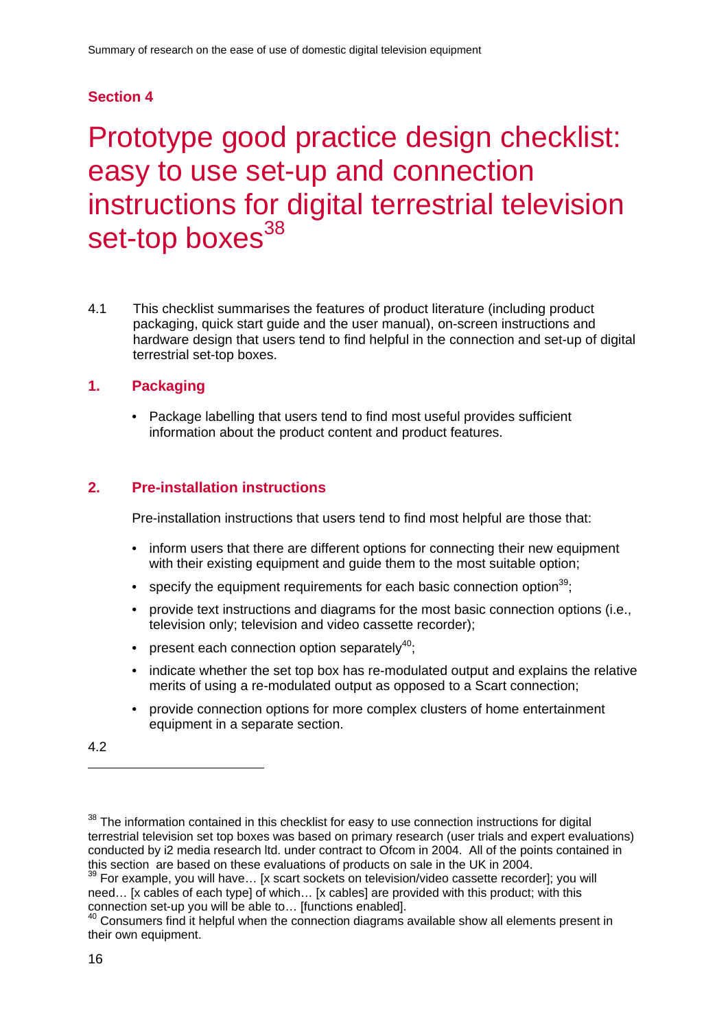## Section 4

# Prototype good practice design checklist: easy to use set-up and connection instructions for digital terrestrial television set-top boxes[38]

4.1 This checklist summarises the features of product literature (including product packaging, quick start guide and the user manual), on-screen instructions and hardware design that users tend to find helpful in the connection and set-up of digital terrestrial set-top boxes.

### 1. Packaging

- Package labelling that users tend to find most useful provides sufficient information about the product content and product features.

### 2. Pre-installation instructions

Pre-installation instructions that users tend to find most helpful are those that:

- inform users that there are different options for connecting their new equipment with their existing equipment and guide them to the most suitable option;
- specify the equipment requirements for each basic connection option[39];
- provide text instructions and diagrams for the most basic connection options (i.e., television only; television and video cassette recorder);
- present each connection option separately[40];
- indicate whether the set top box has re-modulated output and explains the relative merits of using a re-modulated output as opposed to a Scart connection;
- provide connection options for more complex clusters of home entertainment equipment in a separate section.

4.2

---

[38] The information contained in this checklist for easy to use connection instructions for digital terrestrial television set top boxes was based on primary research (user trials and expert evaluations) conducted by i2 media research ltd. under contract to Ofcom in 2004. All of the points contained in this section are based on these evaluations of products on sale in the UK in 2004.

[39] For example, you will have… [x scart sockets on television/video cassette recorder]; you will need… [x cables of each type] of which… [x cables] are provided with this product; with this connection set-up you will be able to… [functions enabled].

[40] Consumers find it helpful when the connection diagrams available show all elements present in their own equipment.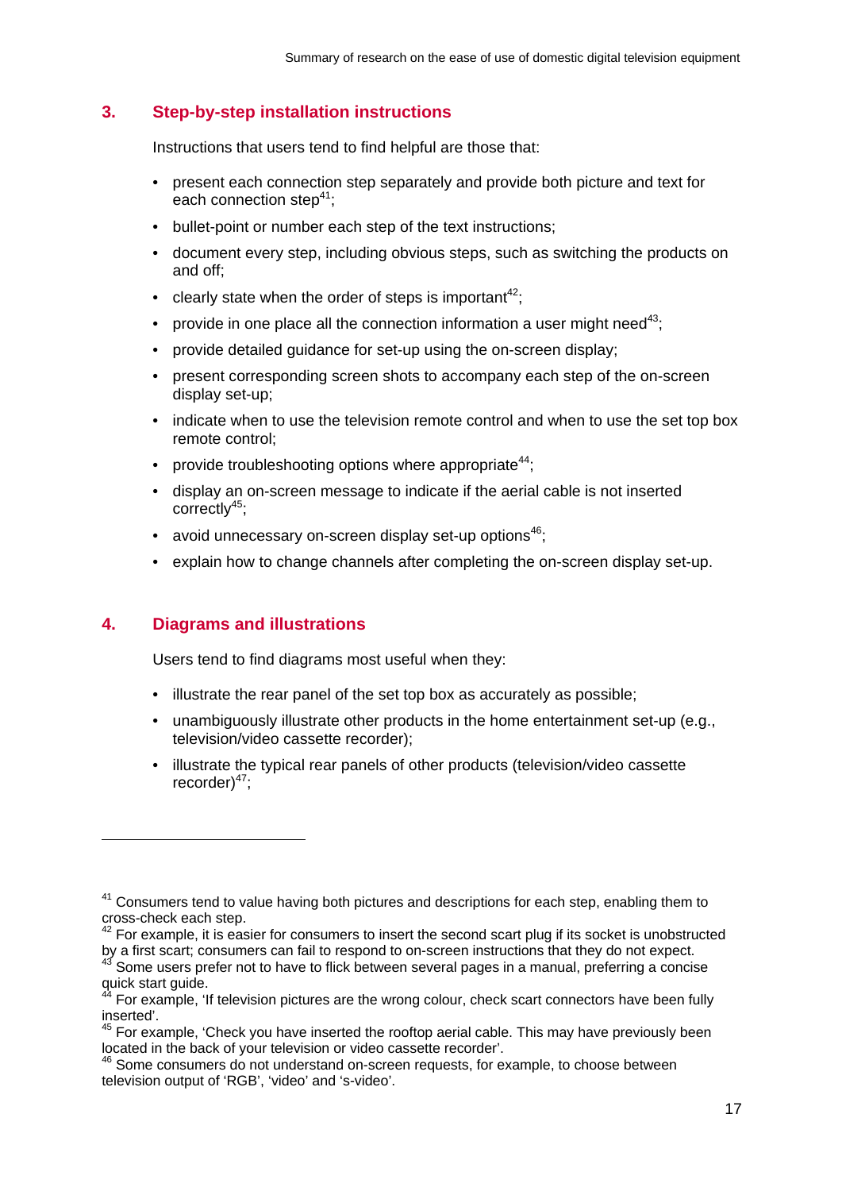## 3. Step-by-step installation instructions

Instructions that users tend to find helpful are those that:

- present each connection step separately and provide both picture and text for each connection step[41];
- bullet-point or number each step of the text instructions;
- document every step, including obvious steps, such as switching the products on and off;
- clearly state when the order of steps is important[42];
- provide in one place all the connection information a user might need[43];
- provide detailed guidance for set-up using the on-screen display;
- present corresponding screen shots to accompany each step of the on-screen display set-up;
- indicate when to use the television remote control and when to use the set top box remote control;
- provide troubleshooting options where appropriate[44];
- display an on-screen message to indicate if the aerial cable is not inserted correctly[45];
- avoid unnecessary on-screen display set-up options[46];
- explain how to change channels after completing the on-screen display set-up.

## 4. Diagrams and illustrations

Users tend to find diagrams most useful when they:

- illustrate the rear panel of the set top box as accurately as possible;
- unambiguously illustrate other products in the home entertainment set-up (e.g., television/video cassette recorder);
- illustrate the typical rear panels of other products (television/video cassette recorder)[47];

---

[41] Consumers tend to value having both pictures and descriptions for each step, enabling them to cross-check each step.

[42] For example, it is easier for consumers to insert the second scart plug if its socket is unobstructed by a first scart; consumers can fail to respond to on-screen instructions that they do not expect.

[43] Some users prefer not to have to flick between several pages in a manual, preferring a concise quick start guide.

[44] For example, 'If television pictures are the wrong colour, check scart connectors have been fully inserted'.

[45] For example, 'Check you have inserted the rooftop aerial cable. This may have previously been located in the back of your television or video cassette recorder'.

[46] Some consumers do not understand on-screen requests, for example, to choose between television output of 'RGB', 'video' and 's-video'.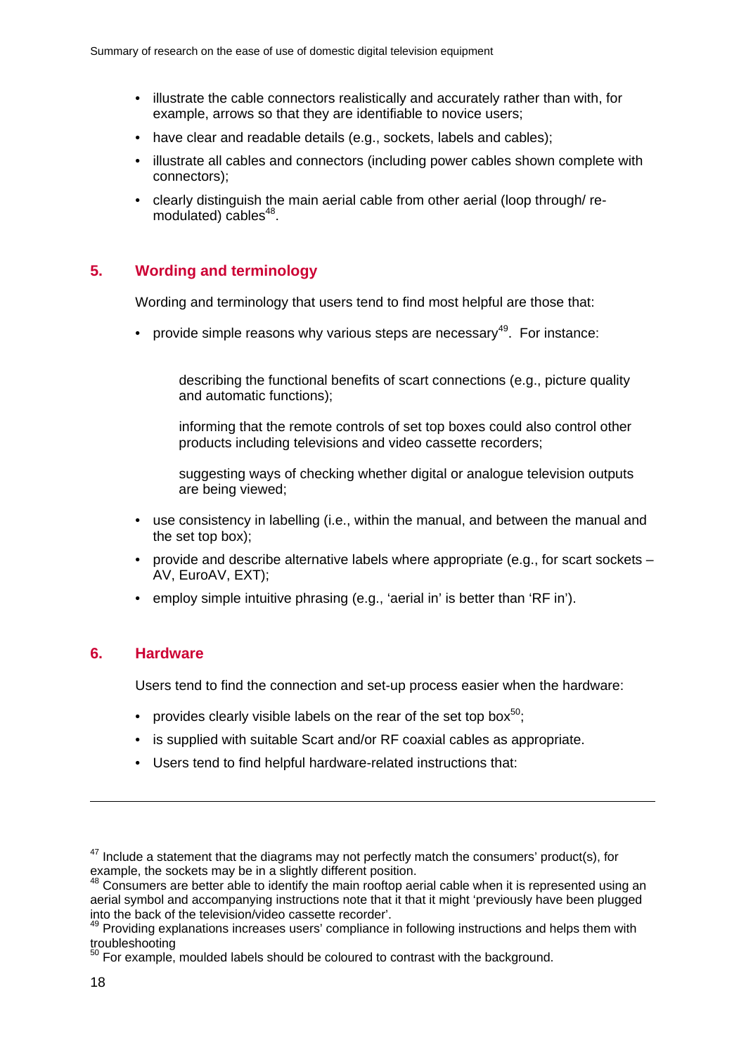- illustrate the cable connectors realistically and accurately rather than with, for example, arrows so that they are identifiable to novice users;
- have clear and readable details (e.g., sockets, labels and cables);
- illustrate all cables and connectors (including power cables shown complete with connectors);
- clearly distinguish the main aerial cable from other aerial (loop through/ re-modulated) cables[48].

## 5. Wording and terminology

Wording and terminology that users tend to find most helpful are those that:

- provide simple reasons why various steps are necessary[49]. For instance:

  describing the functional benefits of scart connections (e.g., picture quality and automatic functions);

  informing that the remote controls of set top boxes could also control other products including televisions and video cassette recorders;

  suggesting ways of checking whether digital or analogue television outputs are being viewed;

- use consistency in labelling (i.e., within the manual, and between the manual and the set top box);
- provide and describe alternative labels where appropriate (e.g., for scart sockets – AV, EuroAV, EXT);
- employ simple intuitive phrasing (e.g., 'aerial in' is better than 'RF in').

## 6. Hardware

Users tend to find the connection and set-up process easier when the hardware:

- provides clearly visible labels on the rear of the set top box[50];
- is supplied with suitable Scart and/or RF coaxial cables as appropriate.
- Users tend to find helpful hardware-related instructions that:

---

[47] Include a statement that the diagrams may not perfectly match the consumers' product(s), for example, the sockets may be in a slightly different position.

[48] Consumers are better able to identify the main rooftop aerial cable when it is represented using an aerial symbol and accompanying instructions note that it that it might 'previously have been plugged into the back of the television/video cassette recorder'.

[49] Providing explanations increases users' compliance in following instructions and helps them with troubleshooting

[50] For example, moulded labels should be coloured to contrast with the background.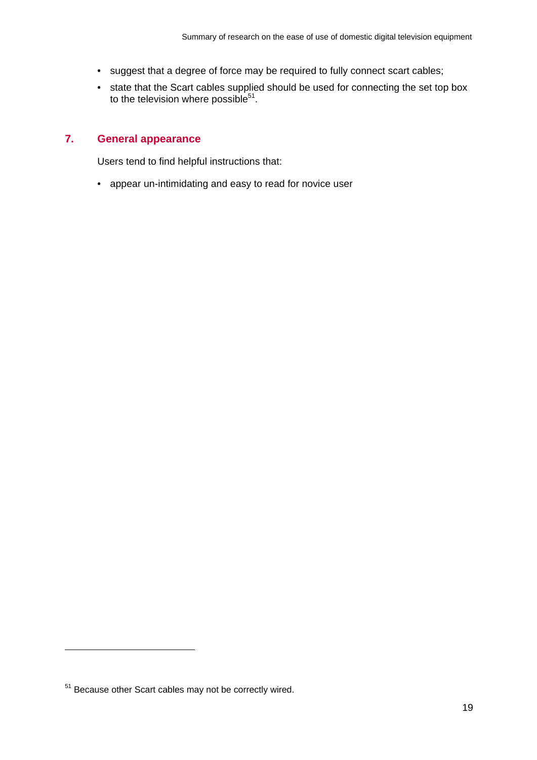- suggest that a degree of force may be required to fully connect scart cables;
- state that the Scart cables supplied should be used for connecting the set top box to the television where possible[51].

## 7. General appearance

Users tend to find helpful instructions that:

- appear un-intimidating and easy to read for novice user

[51] Because other Scart cables may not be correctly wired.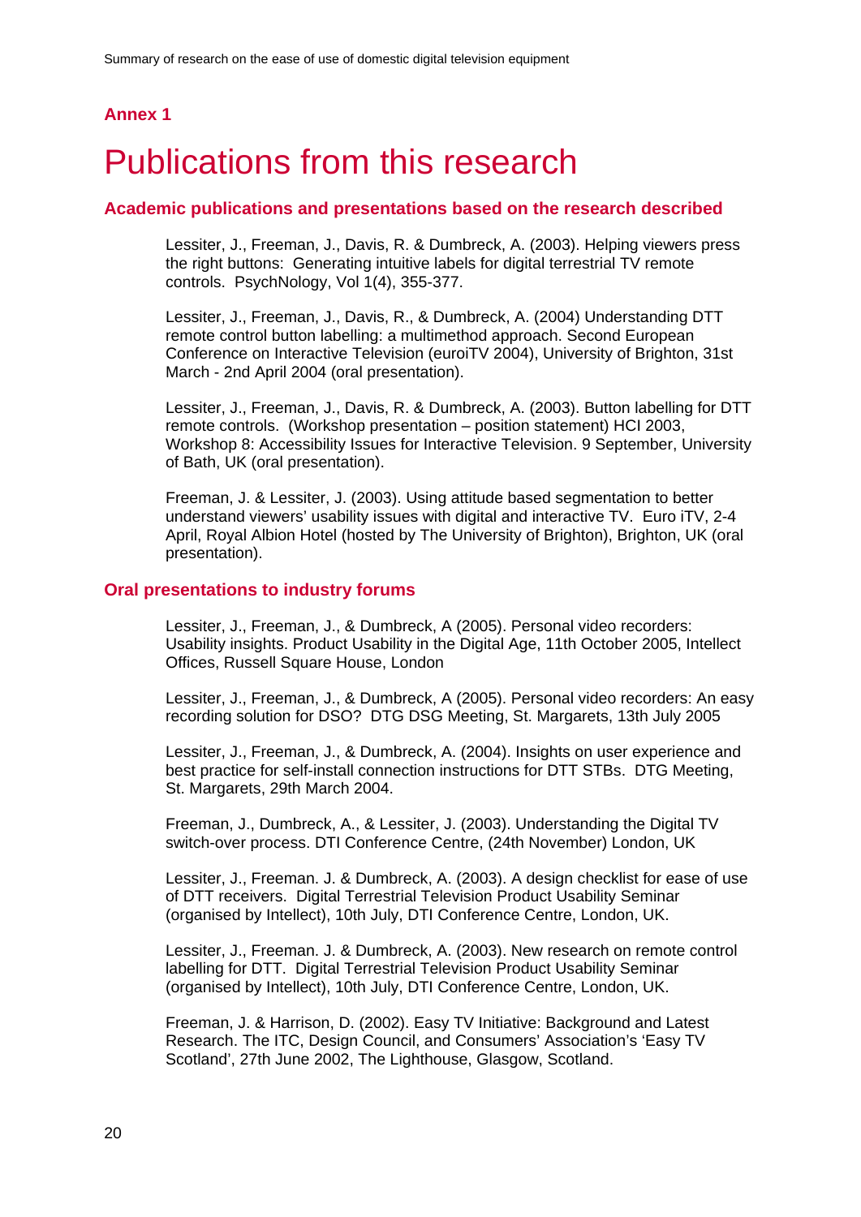## Annex 1

# Publications from this research

### Academic publications and presentations based on the research described

Lessiter, J., Freeman, J., Davis, R. & Dumbreck, A. (2003). Helping viewers press the right buttons: Generating intuitive labels for digital terrestrial TV remote controls. PsychNology, Vol 1(4), 355-377.

Lessiter, J., Freeman, J., Davis, R., & Dumbreck, A. (2004) Understanding DTT remote control button labelling: a multimethod approach. Second European Conference on Interactive Television (euroiTV 2004), University of Brighton, 31st March - 2nd April 2004 (oral presentation).

Lessiter, J., Freeman, J., Davis, R. & Dumbreck, A. (2003). Button labelling for DTT remote controls. (Workshop presentation – position statement) HCI 2003, Workshop 8: Accessibility Issues for Interactive Television. 9 September, University of Bath, UK (oral presentation).

Freeman, J. & Lessiter, J. (2003). Using attitude based segmentation to better understand viewers' usability issues with digital and interactive TV. Euro iTV, 2-4 April, Royal Albion Hotel (hosted by The University of Brighton), Brighton, UK (oral presentation).

### Oral presentations to industry forums

Lessiter, J., Freeman, J., & Dumbreck, A (2005). Personal video recorders: Usability insights. Product Usability in the Digital Age, 11th October 2005, Intellect Offices, Russell Square House, London

Lessiter, J., Freeman, J., & Dumbreck, A (2005). Personal video recorders: An easy recording solution for DSO? DTG DSG Meeting, St. Margarets, 13th July 2005

Lessiter, J., Freeman, J., & Dumbreck, A. (2004). Insights on user experience and best practice for self-install connection instructions for DTT STBs. DTG Meeting, St. Margarets, 29th March 2004.

Freeman, J., Dumbreck, A., & Lessiter, J. (2003). Understanding the Digital TV switch-over process. DTI Conference Centre, (24th November) London, UK

Lessiter, J., Freeman. J. & Dumbreck, A. (2003). A design checklist for ease of use of DTT receivers. Digital Terrestrial Television Product Usability Seminar (organised by Intellect), 10th July, DTI Conference Centre, London, UK.

Lessiter, J., Freeman. J. & Dumbreck, A. (2003). New research on remote control labelling for DTT. Digital Terrestrial Television Product Usability Seminar (organised by Intellect), 10th July, DTI Conference Centre, London, UK.

Freeman, J. & Harrison, D. (2002). Easy TV Initiative: Background and Latest Research. The ITC, Design Council, and Consumers' Association's 'Easy TV Scotland', 27th June 2002, The Lighthouse, Glasgow, Scotland.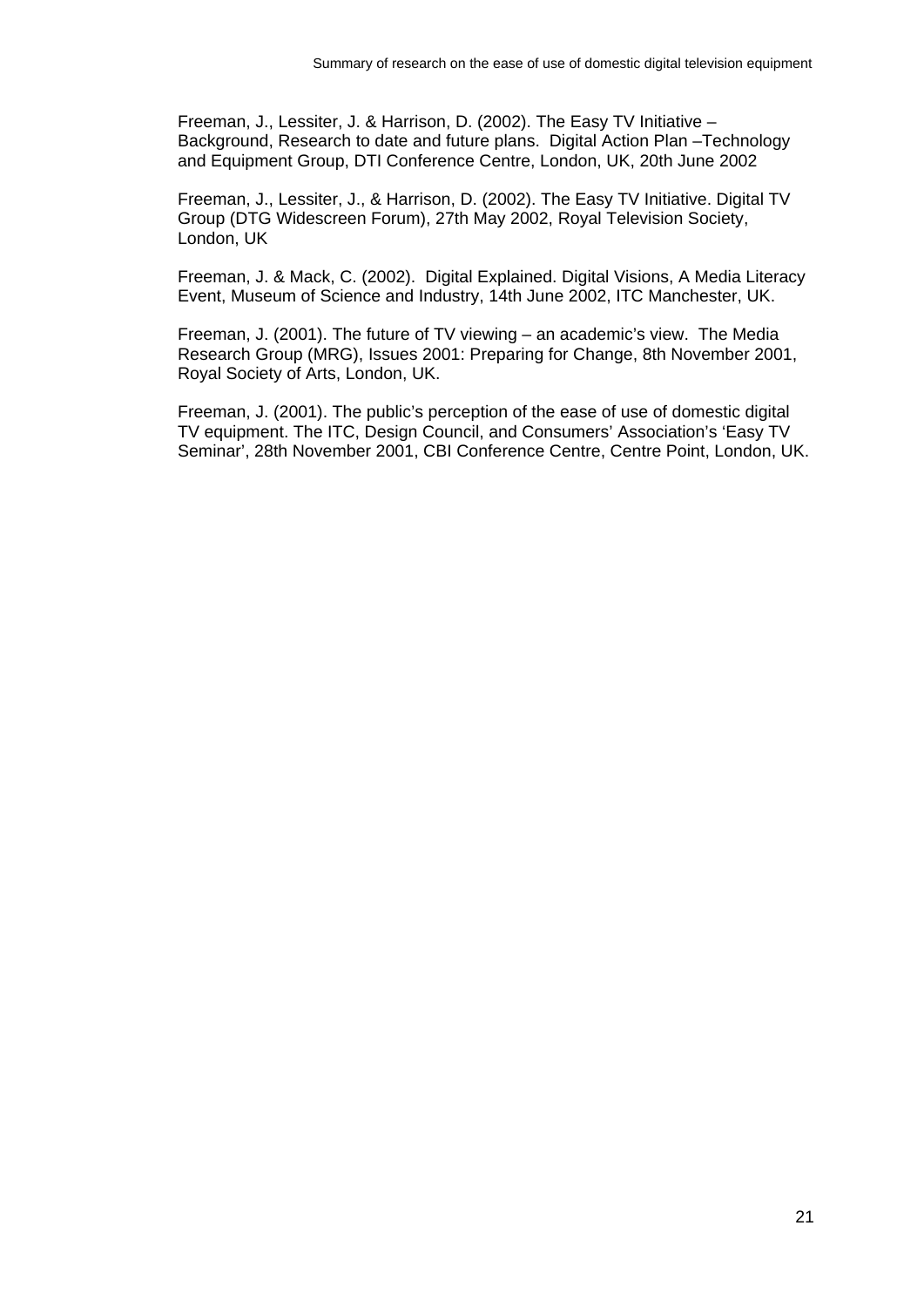Freeman, J., Lessiter, J. & Harrison, D. (2002). The Easy TV Initiative – Background, Research to date and future plans. Digital Action Plan –Technology and Equipment Group, DTI Conference Centre, London, UK, 20th June 2002

Freeman, J., Lessiter, J., & Harrison, D. (2002). The Easy TV Initiative. Digital TV Group (DTG Widescreen Forum), 27th May 2002, Royal Television Society, London, UK

Freeman, J. & Mack, C. (2002). Digital Explained. Digital Visions, A Media Literacy Event, Museum of Science and Industry, 14th June 2002, ITC Manchester, UK.

Freeman, J. (2001). The future of TV viewing – an academic's view. The Media Research Group (MRG), Issues 2001: Preparing for Change, 8th November 2001, Royal Society of Arts, London, UK.

Freeman, J. (2001). The public's perception of the ease of use of domestic digital TV equipment. The ITC, Design Council, and Consumers' Association's 'Easy TV Seminar', 28th November 2001, CBI Conference Centre, Centre Point, London, UK.